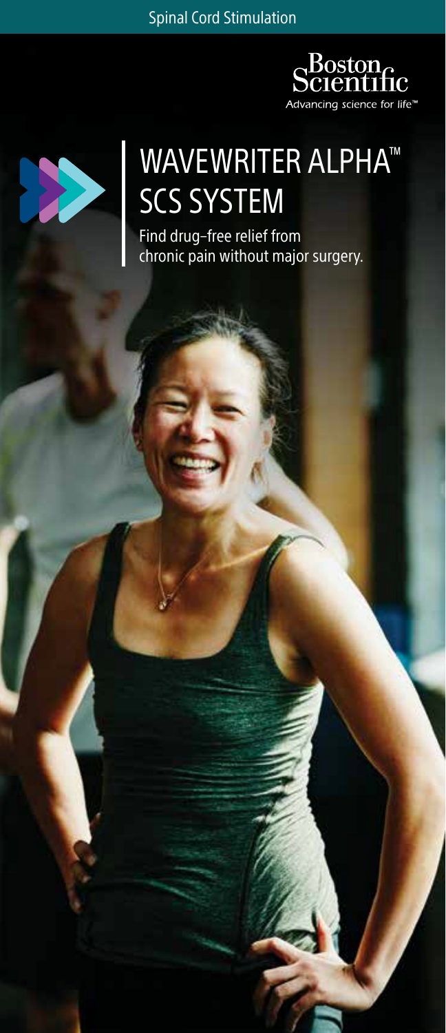Spinal Cord Stimulation

Boston Scientific
Advancing science for life™

# WAVEWRITER ALPHA™ SCS SYSTEM

Find drug-free relief from chronic pain without major surgery.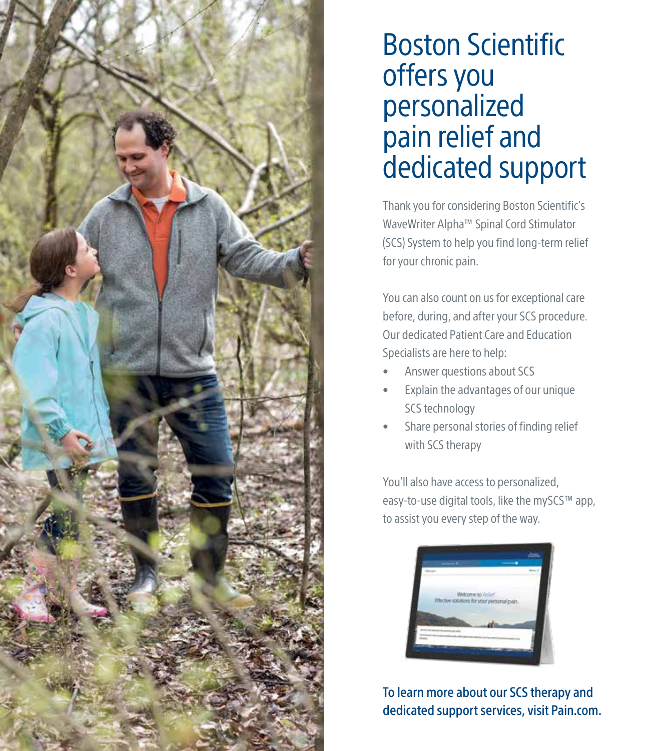# Boston Scientific offers you personalized pain relief and dedicated support

Thank you for considering Boston Scientific's WaveWriter Alpha™ Spinal Cord Stimulator (SCS) System to help you find long-term relief for your chronic pain.

You can also count on us for exceptional care before, during, and after your SCS procedure. Our dedicated Patient Care and Education Specialists are here to help:

- Answer questions about SCS
- Explain the advantages of our unique SCS technology
- Share personal stories of finding relief with SCS therapy

You'll also have access to personalized, easy-to-use digital tools, like the mySCS™ app, to assist you every step of the way.

**To learn more about our SCS therapy and dedicated support services, visit Pain.com.**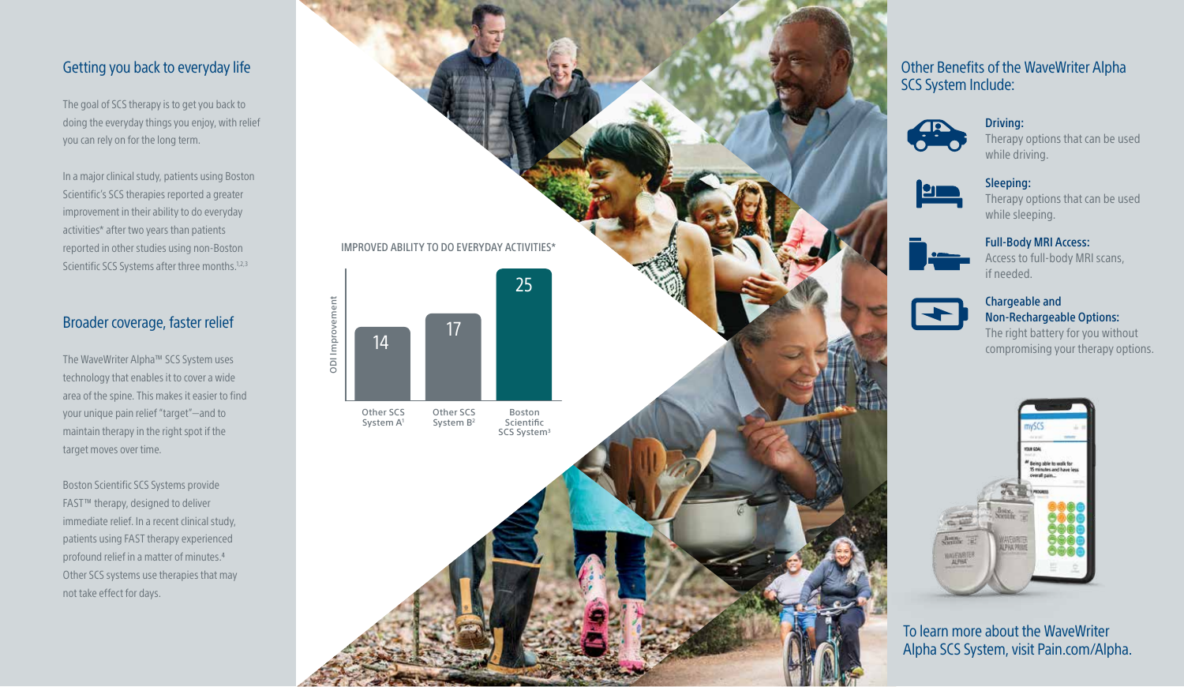## Getting you back to everyday life

The goal of SCS therapy is to get you back to doing the everyday things you enjoy, with relief you can rely on for the long term.

In a major clinical study, patients using Boston Scientific's SCS therapies reported a greater improvement in their ability to do everyday activities* after two years than patients reported in other studies using non-Boston Scientific SCS Systems after three months.[1,2,3]

## Broader coverage, faster relief

The WaveWriter Alpha™ SCS System uses technology that enables it to cover a wide area of the spine. This makes it easier to find your unique pain relief "target"—and to maintain therapy in the right spot if the target moves over time.

Boston Scientific SCS Systems provide FAST™ therapy, designed to deliver immediate relief. In a recent clinical study, patients using FAST therapy experienced profound relief in a matter of minutes.[4] Other SCS systems use therapies that may not take effect for days.

IMPROVED ABILITY TO DO EVERYDAY ACTIVITIES*

| | ODI Improvement |
|---|---|
| Other SCS System A[1] | 14 |
| Other SCS System B[2] | 17 |
| Boston Scientific SCS System[3] | 25 |

## Other Benefits of the WaveWriter Alpha SCS System Include:

**Driving:**
Therapy options that can be used while driving.

**Sleeping:**
Therapy options that can be used while sleeping.

**Full-Body MRI Access:**
Access to full-body MRI scans, if needed.

**Chargeable and Non-Rechargeable Options:**
The right battery for you without compromising your therapy options.

To learn more about the WaveWriter Alpha SCS System, visit Pain.com/Alpha.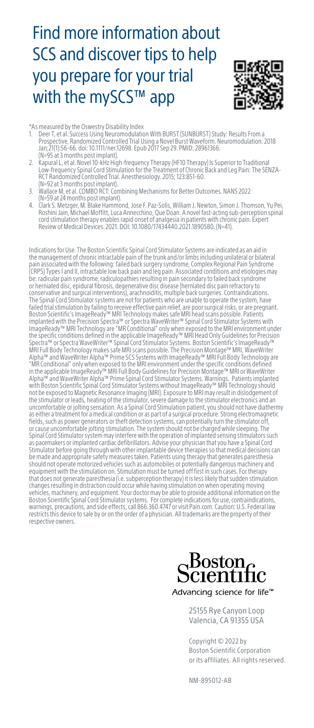# Find more information about SCS and discover tips to help you prepare for your trial with the mySCS™ app

*As measured by the Oswestry Disability Index

1. Deer T, et al. Success Using Neuromodulation With BURST (SUNBURST) Study: Results From a Prospective, Randomized Controlled Trial Using a Novel Burst Waveform. Neuromodulation. 2018 Jan;21(1):56-66. doi: 10.1111/ner.12698. Epub 2017 Sep 29. PMID: 28961366. (N=95 at 3 months post implant).
2. Kapural L, et al. Novel 10-kHz High-frequency Therapy (HF10 Therapy) Is Superior to Traditional Low-frequency Spinal Cord Stimulation for the Treatment of Chronic Back and Leg Pain: The SENZA-RCT Randomized Controlled Trial. Anesthesiology. 2015; 123:851-60. (N=92 at 3 months post implant).
3. Wallace M, et al. COMBO RCT: Combining Mechanisms for Better Outcomes. NANS 2022 (N=59 at 24 months post implant).
4. Clark S. Metzger, M. Blake Hammond, Jose F. Paz-Solis, William J. Newton, Simon J. Thomson, Yu Pei, Roshini Jain, Michael Moffitt, Luca Annecchino, Que Doan. A novel fast-acting sub-perception spinal cord stimulation therapy enables rapid onset of analgesia in patients with chronic pain. Expert Review of Medical Devices. 2021. DOI: 10.1080/17434440.2021.1890580. (N=41).

Indications for Use. The Boston Scientific Spinal Cord Stimulator Systems are indicated as an aid in the management of chronic intractable pain of the trunk and/or limbs including unilateral or bilateral pain associated with the following: failed back surgery syndrome, Complex Regional Pain Syndrome (CRPS) Types I and II, intractable low back pain and leg pain. Associated conditions and etiologies may be: radicular pain syndrome, radiculopathies resulting in pain secondary to failed back syndrome or herniated disc, epidural fibrosis, degenerative disc disease (herniated disc pain refractory to conservative and surgical interventions), arachnoiditis, multiple back surgeries. Contraindications. The Spinal Cord Stimulator systems are not for patients who are unable to operate the system, have failed trial stimulation by failing to receive effective pain relief, are poor surgical risks, or are pregnant. Boston Scientific's ImageReady™ MRI Technology makes safe MRI head scans possible. Patients implanted with the Precision Spectra™ or Spectra WaveWriter™ Spinal Cord Stimulator Systems with ImageReady™ MRI Technology are "MR Conditional" only when exposed to the MRI environment under the specific conditions defined in the applicable ImageReady™ MRI Head Only Guidelines for Precision Spectra™ or Spectra WaveWriter™ Spinal Cord Stimulator Systems. Boston Scientific's ImageReady™ MRI Full Body Technology makes safe MRI scans possible. The Precision Montage™ MRI, WaveWriter Alpha™ and WaveWriter Alpha™ Prime SCS Systems with ImageReady™ MRI Full Body Technology are "MR Conditional" only when exposed to the MRI environment under the specific conditions defined in the applicable ImageReady™ MRI Full Body Guidelines for Precision Montage™ MRI or WaveWriter Alpha™ and WaveWriter Alpha™ Prime Spinal Cord Stimulator Systems. Warnings. Patients implanted with Boston Scientific Spinal Cord Stimulator Systems without ImageReady™ MRI Technology should not be exposed to Magnetic Resonance Imaging (MRI). Exposure to MRI may result in dislodgement of the stimulator or leads, heating of the stimulator, severe damage to the stimulator electronics and an uncomfortable or jolting sensation. As a Spinal Cord Stimulation patient, you should not have diathermy as either a treatment for a medical condition or as part of a surgical procedure. Strong electromagnetic fields, such as power generators or theft detection systems, can potentially turn the stimulator off, or cause uncomfortable jolting stimulation. The system should not be charged while sleeping. The Spinal Cord Stimulator system may interfere with the operation of implanted sensing stimulators such as pacemakers or implanted cardiac defibrillators. Advise your physician that you have a Spinal Cord Stimulator before going through with other implantable device therapies so that medical decisions can be made and appropriate safety measures taken. Patients using therapy that generates paresthesia should not operate motorized vehicles such as automobiles or potentially dangerous machinery and equipment with the stimulation on. Stimulation must be turned off first in such cases. For therapy that does not generate paresthesia (i.e. subperception therapy) it is less likely that sudden stimulation changes resulting in distraction could occur while having stimulation on when operating moving vehicles, machinery, and equipment. Your doctor may be able to provide additional information on the Boston Scientific Spinal Cord Stimulator systems. For complete indications for use, contraindications, warnings, precautions, and side effects, call 866.360.4747 or visit Pain.com. Caution: U.S. Federal law restricts this device to sale by or on the order of a physician. All trademarks are the property of their respective owners.

Boston Scientific

Advancing science for life™

25155 Rye Canyon Loop
Valencia, CA 91355 USA

Copyright © 2022 by
Boston Scientific Corporation
or its affiliates. All rights reserved.

NM-895012-AB